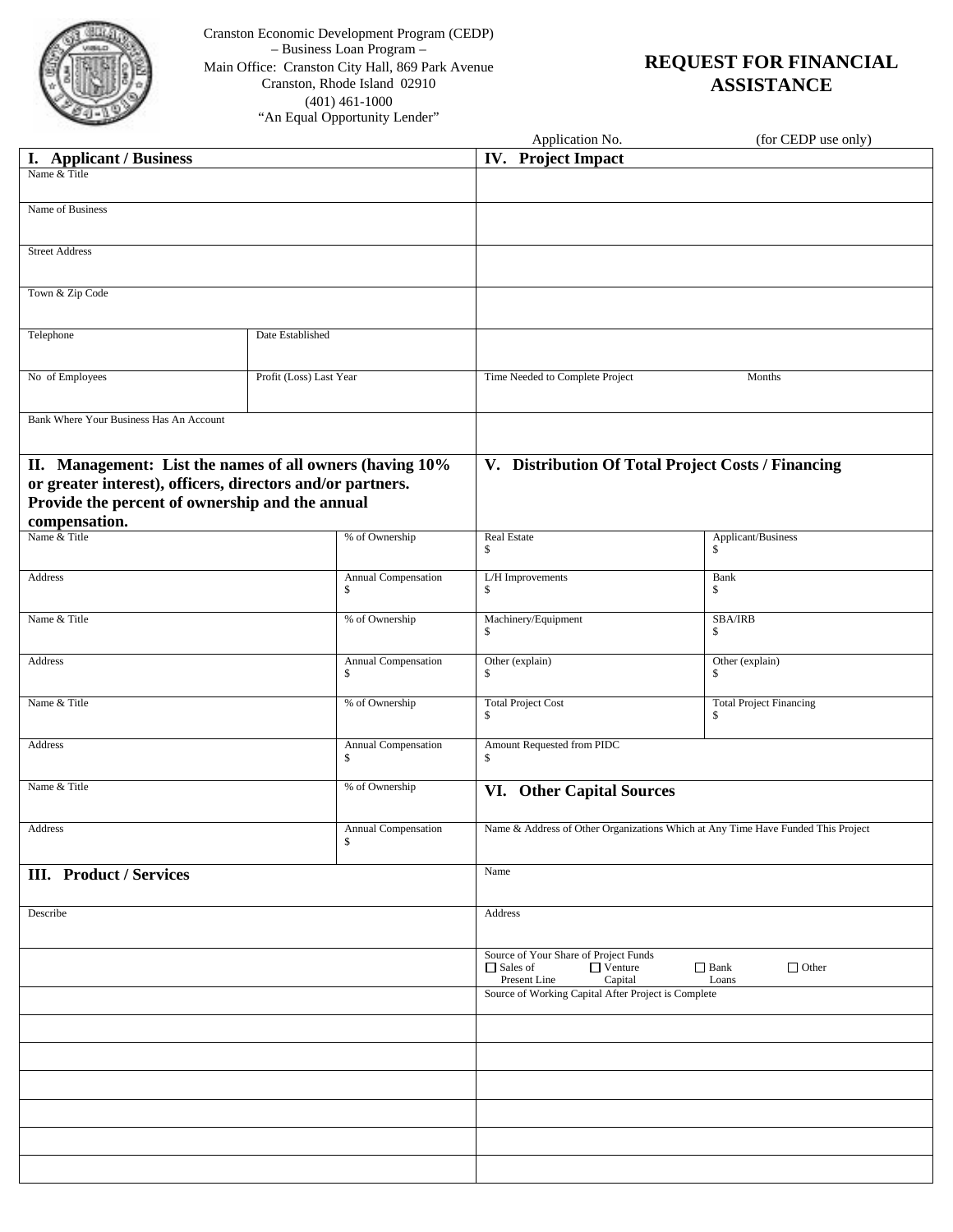Cranston Economic Development Program (CEDP)
– Business Loan Program –
Main Office: Cranston City Hall, 869 Park Avenue
Cranston, Rhode Island 02910
(401) 461-1000
"An Equal Opportunity Lender"

# REQUEST FOR FINANCIAL ASSISTANCE

Application No. (for CEDP use only)

## I. Applicant / Business

| | |
|---|---|
| Name & Title | |
| Name of Business | |
| Street Address | |
| Town & Zip Code | |
| Telephone | Date Established |
| No of Employees | Profit (Loss) Last Year |
| Bank Where Your Business Has An Account | |

## II. Management: List the names of all owners (having 10% or greater interest), officers, directors and/or partners. Provide the percent of ownership and the annual compensation.

| | |
|---|---|
| Name & Title | % of Ownership |
| Address | Annual Compensation $ |
| Name & Title | % of Ownership |
| Address | Annual Compensation $ |
| Name & Title | % of Ownership |
| Address | Annual Compensation $ |
| Name & Title | % of Ownership |
| Address | Annual Compensation $ |

## III. Product / Services

Describe

## IV. Project Impact

Time Needed to Complete Project Months

## V. Distribution Of Total Project Costs / Financing

| | |
|---|---|
| Real Estate $ | Applicant/Business $ |
| L/H Improvements $ | Bank $ |
| Machinery/Equipment $ | SBA/IRB $ |
| Other (explain) $ | Other (explain) $ |
| Total Project Cost $ | Total Project Financing $ |
| Amount Requested from PIDC $ | |

## VI. Other Capital Sources

Name & Address of Other Organizations Which at Any Time Have Funded This Project

Name

Address

Source of Your Share of Project Funds

☐ Sales of Present Line ☐ Venture Capital ☐ Bank Loans ☐ Other

Source of Working Capital After Project is Complete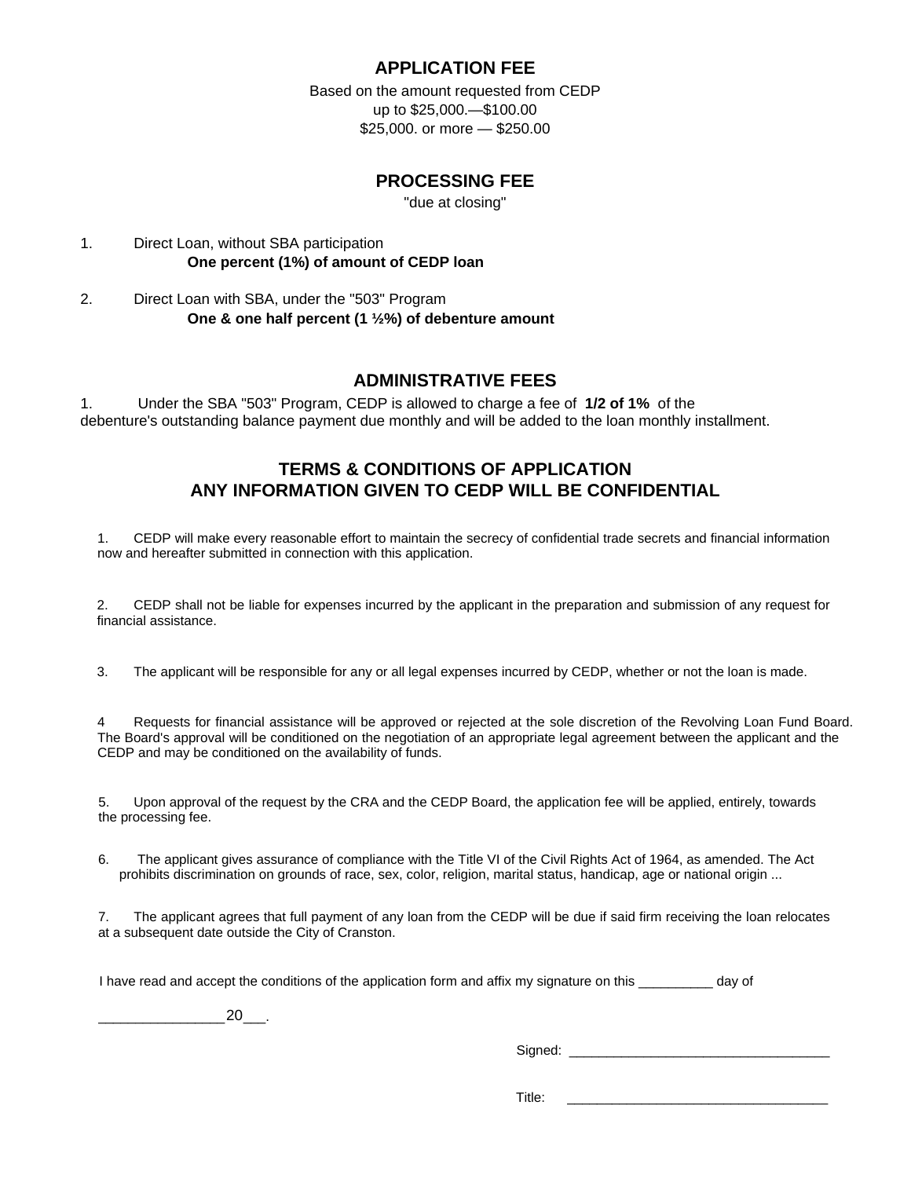## APPLICATION FEE

Based on the amount requested from CEDP
up to $25,000.—$100.00
$25,000. or more — $250.00

## PROCESSING FEE

"due at closing"

1. Direct Loan, without SBA participation
   **One percent (1%) of amount of CEDP loan**

2. Direct Loan with SBA, under the "503" Program
   **One & one half percent (1 ½%) of debenture amount**

## ADMINISTRATIVE FEES

1. Under the SBA "503" Program, CEDP is allowed to charge a fee of **1/2 of 1%** of the debenture's outstanding balance payment due monthly and will be added to the loan monthly installment.

## TERMS & CONDITIONS OF APPLICATION
## ANY INFORMATION GIVEN TO CEDP WILL BE CONFIDENTIAL

1. CEDP will make every reasonable effort to maintain the secrecy of confidential trade secrets and financial information now and hereafter submitted in connection with this application.

2. CEDP shall not be liable for expenses incurred by the applicant in the preparation and submission of any request for financial assistance.

3. The applicant will be responsible for any or all legal expenses incurred by CEDP, whether or not the loan is made.

4 Requests for financial assistance will be approved or rejected at the sole discretion of the Revolving Loan Fund Board. The Board's approval will be conditioned on the negotiation of an appropriate legal agreement between the applicant and the CEDP and may be conditioned on the availability of funds.

5. Upon approval of the request by the CRA and the CEDP Board, the application fee will be applied, entirely, towards the processing fee.

6. The applicant gives assurance of compliance with the Title VI of the Civil Rights Act of 1964, as amended. The Act prohibits discrimination on grounds of race, sex, color, religion, marital status, handicap, age or national origin ...

7. The applicant agrees that full payment of any loan from the CEDP will be due if said firm receiving the loan relocates at a subsequent date outside the City of Cranston.

I have read and accept the conditions of the application form and affix my signature on this __________ day of

________________20___.

Signed: ____________________________________

Title: ____________________________________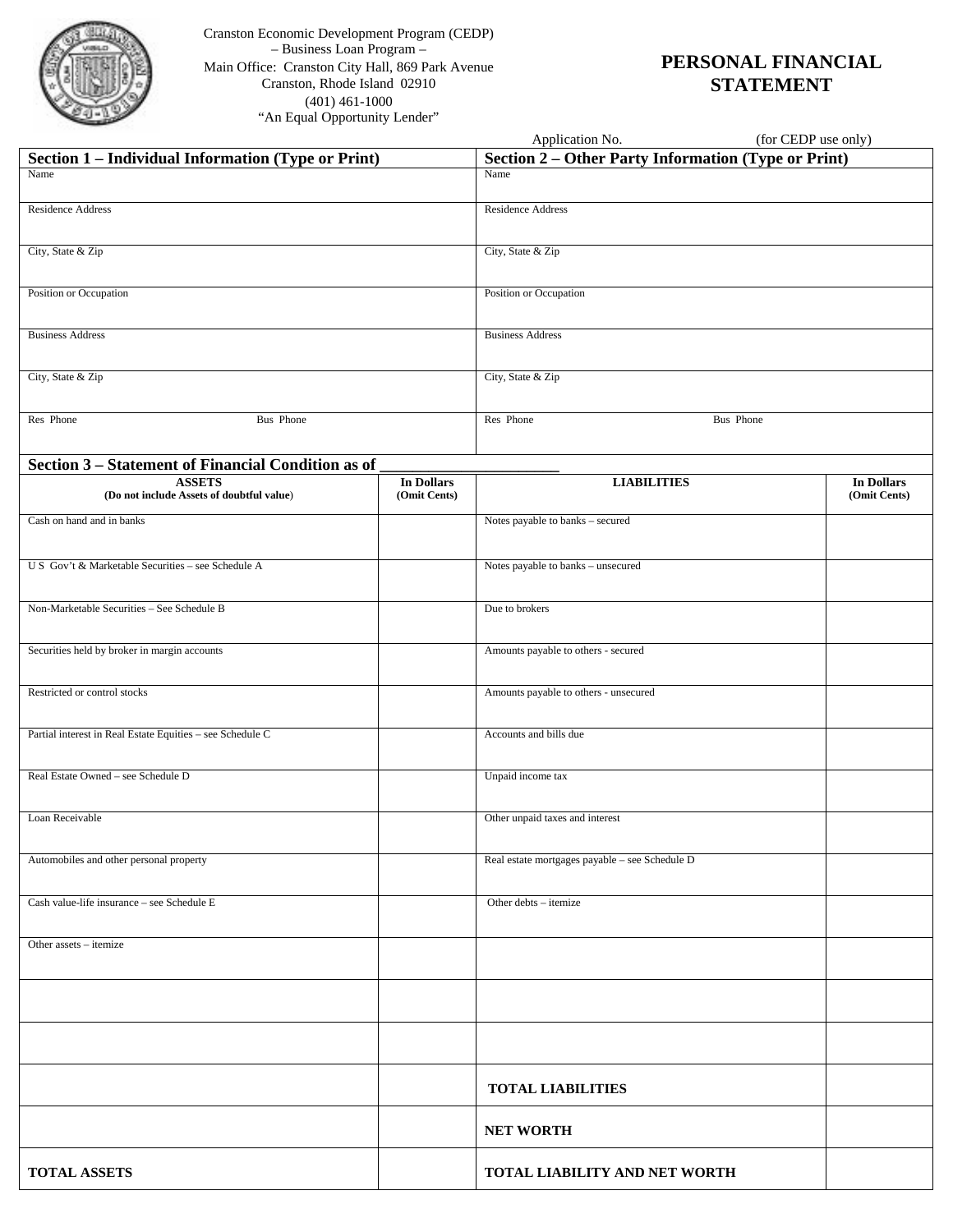Cranston Economic Development Program (CEDP)
– Business Loan Program –
Main Office: Cranston City Hall, 869 Park Avenue
Cranston, Rhode Island 02910
(401) 461-1000
"An Equal Opportunity Lender"

# PERSONAL FINANCIAL STATEMENT

Application No. (for CEDP use only)

| Section 1 – Individual Information (Type or Print) | Section 2 – Other Party Information (Type or Print) |
|---|---|
| Name | Name |
| Residence Address | Residence Address |
| City, State & Zip | City, State & Zip |
| Position or Occupation | Position or Occupation |
| Business Address | Business Address |
| City, State & Zip | City, State & Zip |
| Res Phone Bus Phone | Res Phone Bus Phone |

## Section 3 – Statement of Financial Condition as of ______________________

| ASSETS (Do not include Assets of doubtful value) | In Dollars (Omit Cents) | LIABILITIES | In Dollars (Omit Cents) |
|---|---|---|---|
| Cash on hand and in banks | | Notes payable to banks – secured | |
| U S Gov't & Marketable Securities – see Schedule A | | Notes payable to banks – unsecured | |
| Non-Marketable Securities – See Schedule B | | Due to brokers | |
| Securities held by broker in margin accounts | | Amounts payable to others - secured | |
| Restricted or control stocks | | Amounts payable to others - unsecured | |
| Partial interest in Real Estate Equities – see Schedule C | | Accounts and bills due | |
| Real Estate Owned – see Schedule D | | Unpaid income tax | |
| Loan Receivable | | Other unpaid taxes and interest | |
| Automobiles and other personal property | | Real estate mortgages payable – see Schedule D | |
| Cash value-life insurance – see Schedule E | | Other debts – itemize | |
| Other assets – itemize | | | |
| | | | |
| | | | |
| | | **TOTAL LIABILITIES** | |
| | | **NET WORTH** | |
| **TOTAL ASSETS** | | **TOTAL LIABILITY AND NET WORTH** | |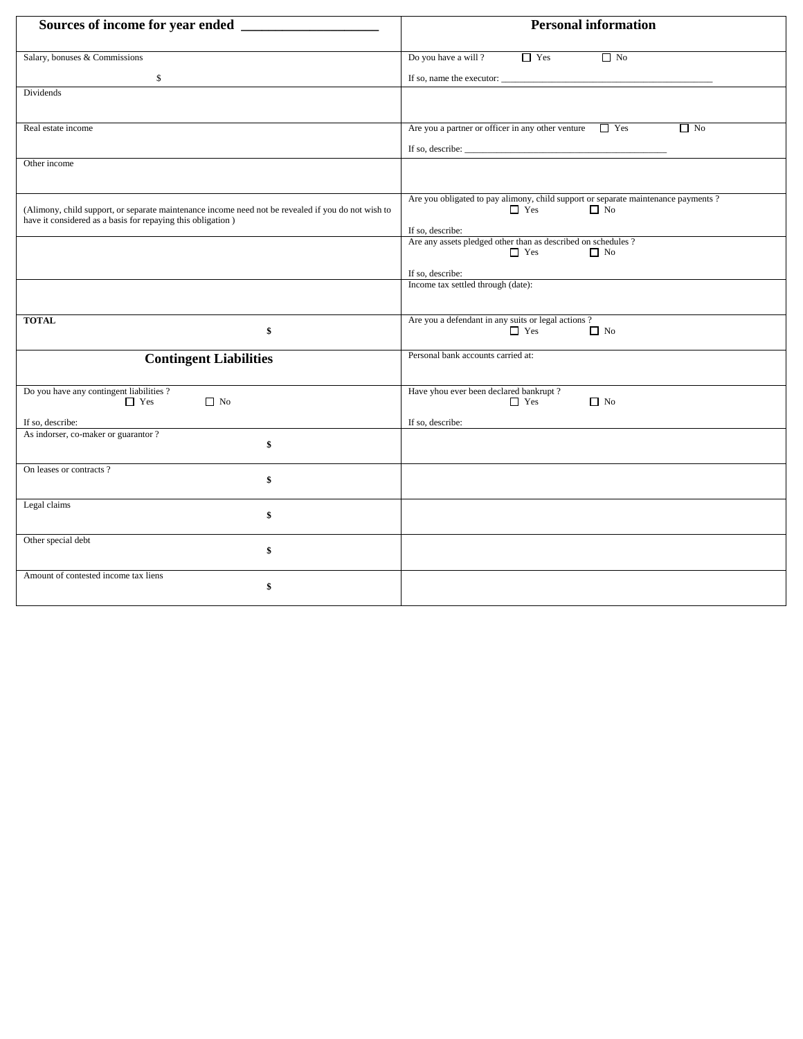| Sources of income for year ended ____________________ | Personal information |
|---|---|
| Salary, bonuses & Commissions<br><br>$ | Do you have a will ? ☐ Yes ☐ No<br><br>If so, name the executor: ______________________________________________ |
| Dividends | |
| Real estate income | Are you a partner or officer in any other venture ☐ Yes ☐ No<br><br>If so, describe: ____________________________________________ |
| Other income | |
| (Alimony, child support, or separate maintenance income need not be revealed if you do not wish to have it considered as a basis for repaying this obligation ) | Are you obligated to pay alimony, child support or separate maintenance payments ?<br>☐ Yes ☐ No<br><br>If so, describe: |
| | Are any assets pledged other than as described on schedules ?<br>☐ Yes ☐ No<br><br>If so, describe: |
| | Income tax settled through (date): |
| **TOTAL**<br>**$** | Are you a defendant in any suits or legal actions ?<br>☐ Yes ☐ No |
| **Contingent Liabilities** | Personal bank accounts carried at: |
| Do you have any contingent liabilities ?<br>☐ Yes ☐ No<br><br>If so, describe: | Have yhou ever been declared bankrupt ?<br>☐ Yes ☐ No<br><br>If so, describe: |
| As indorser, co-maker or guarantor ?<br>**$** | |
| On leases or contracts ?<br>**$** | |
| Legal claims<br>**$** | |
| Other special debt<br>**$** | |
| Amount of contested income tax liens<br>**$** | |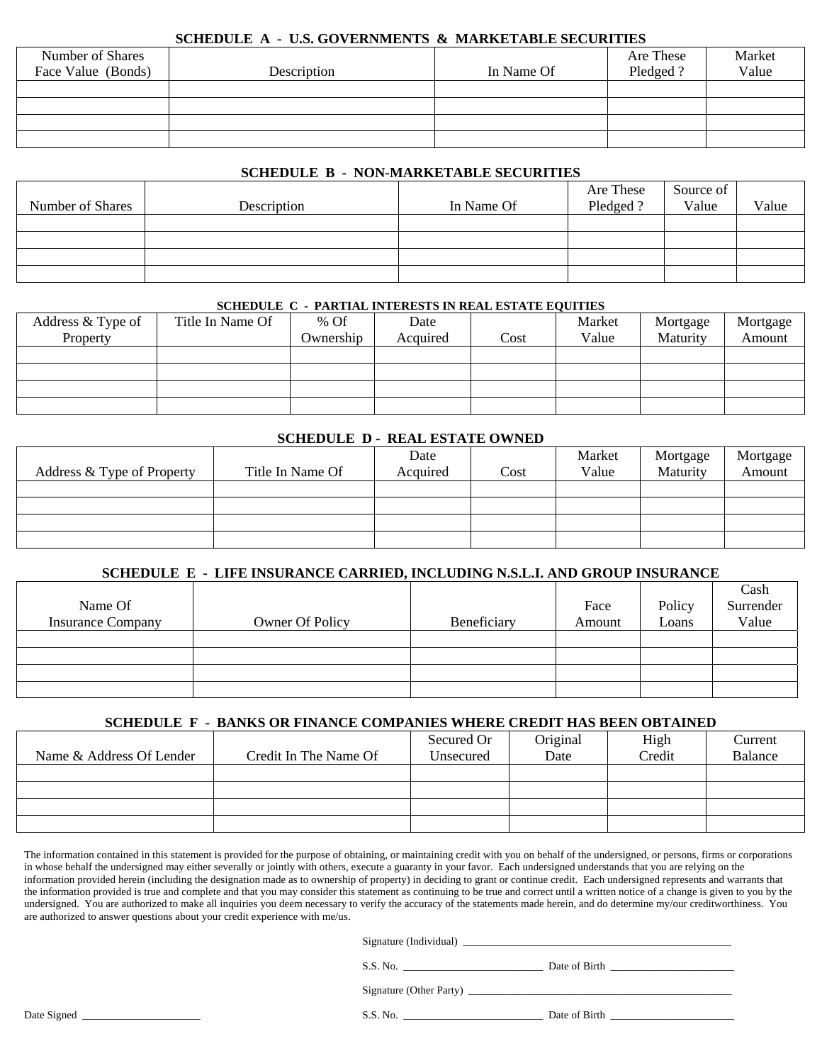### SCHEDULE A - U.S. GOVERNMENTS & MARKETABLE SECURITIES

| Number of Shares Face Value (Bonds) | Description | In Name Of | Are These Pledged ? | Market Value |
|---|---|---|---|---|
| | | | | |
| | | | | |
| | | | | |
| | | | | |

### SCHEDULE B - NON-MARKETABLE SECURITIES

| Number of Shares | Description | In Name Of | Are These Pledged ? | Source of Value | Value |
|---|---|---|---|---|---|
| | | | | | |
| | | | | | |
| | | | | | |
| | | | | | |

### SCHEDULE C - PARTIAL INTERESTS IN REAL ESTATE EQUITIES

| Address & Type of Property | Title In Name Of | % Of Ownership | Date Acquired | Cost | Market Value | Mortgage Maturity | Mortgage Amount |
|---|---|---|---|---|---|---|---|
| | | | | | | | |
| | | | | | | | |
| | | | | | | | |
| | | | | | | | |

### SCHEDULE D - REAL ESTATE OWNED

| Address & Type of Property | Title In Name Of | Date Acquired | Cost | Market Value | Mortgage Maturity | Mortgage Amount |
|---|---|---|---|---|---|---|
| | | | | | | |
| | | | | | | |
| | | | | | | |
| | | | | | | |

### SCHEDULE E - LIFE INSURANCE CARRIED, INCLUDING N.S.L.I. AND GROUP INSURANCE

| Name Of Insurance Company | Owner Of Policy | Beneficiary | Face Amount | Policy Loans | Cash Surrender Value |
|---|---|---|---|---|---|
| | | | | | |
| | | | | | |
| | | | | | |
| | | | | | |

### SCHEDULE F - BANKS OR FINANCE COMPANIES WHERE CREDIT HAS BEEN OBTAINED

| Name & Address Of Lender | Credit In The Name Of | Secured Or Unsecured | Original Date | High Credit | Current Balance |
|---|---|---|---|---|---|
| | | | | | |
| | | | | | |
| | | | | | |
| | | | | | |

The information contained in this statement is provided for the purpose of obtaining, or maintaining credit with you on behalf of the undersigned, or persons, firms or corporations in whose behalf the undersigned may either severally or jointly with others, execute a guaranty in your favor. Each undersigned understands that you are relying on the information provided herein (including the designation made as to ownership of property) in deciding to grant or continue credit. Each undersigned represents and warrants that the information provided is true and complete and that you may consider this statement as continuing to be true and correct until a written notice of a change is given to you by the undersigned. You are authorized to make all inquiries you deem necessary to verify the accuracy of the statements made herein, and do determine my/our creditworthiness. You are authorized to answer questions about your credit experience with me/us.

Signature (Individual) ______________________________________________

S.S. No. ________________________ Date of Birth ______________________

Signature (Other Party) ______________________________________________

Date Signed ______________________

S.S. No. ________________________ Date of Birth ______________________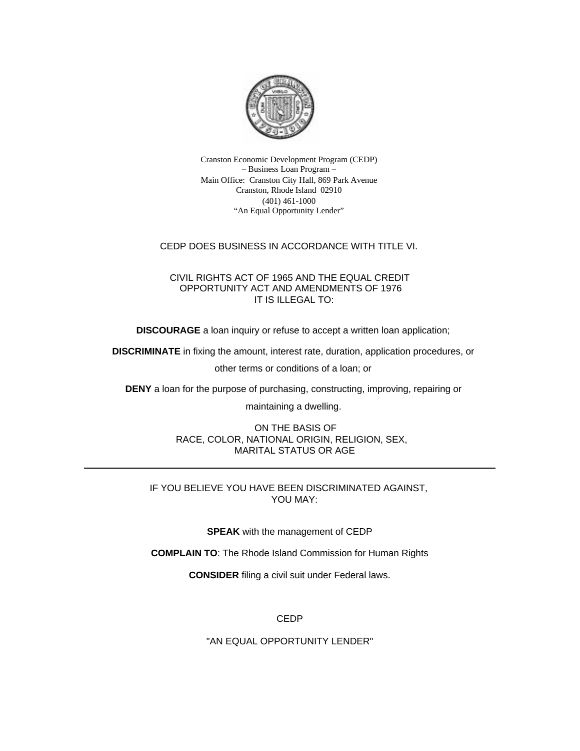Cranston Economic Development Program (CEDP)
– Business Loan Program –
Main Office: Cranston City Hall, 869 Park Avenue
Cranston, Rhode Island 02910
(401) 461-1000
"An Equal Opportunity Lender"

CEDP DOES BUSINESS IN ACCORDANCE WITH TITLE VI.

CIVIL RIGHTS ACT OF 1965 AND THE EQUAL CREDIT OPPORTUNITY ACT AND AMENDMENTS OF 1976
IT IS ILLEGAL TO:

**DISCOURAGE** a loan inquiry or refuse to accept a written loan application;

**DISCRIMINATE** in fixing the amount, interest rate, duration, application procedures, or other terms or conditions of a loan; or

**DENY** a loan for the purpose of purchasing, constructing, improving, repairing or maintaining a dwelling.

ON THE BASIS OF
RACE, COLOR, NATIONAL ORIGIN, RELIGION, SEX, MARITAL STATUS OR AGE

---

IF YOU BELIEVE YOU HAVE BEEN DISCRIMINATED AGAINST, YOU MAY:

**SPEAK** with the management of CEDP

**COMPLAIN TO**: The Rhode Island Commission for Human Rights

**CONSIDER** filing a civil suit under Federal laws.

CEDP

"AN EQUAL OPPORTUNITY LENDER"